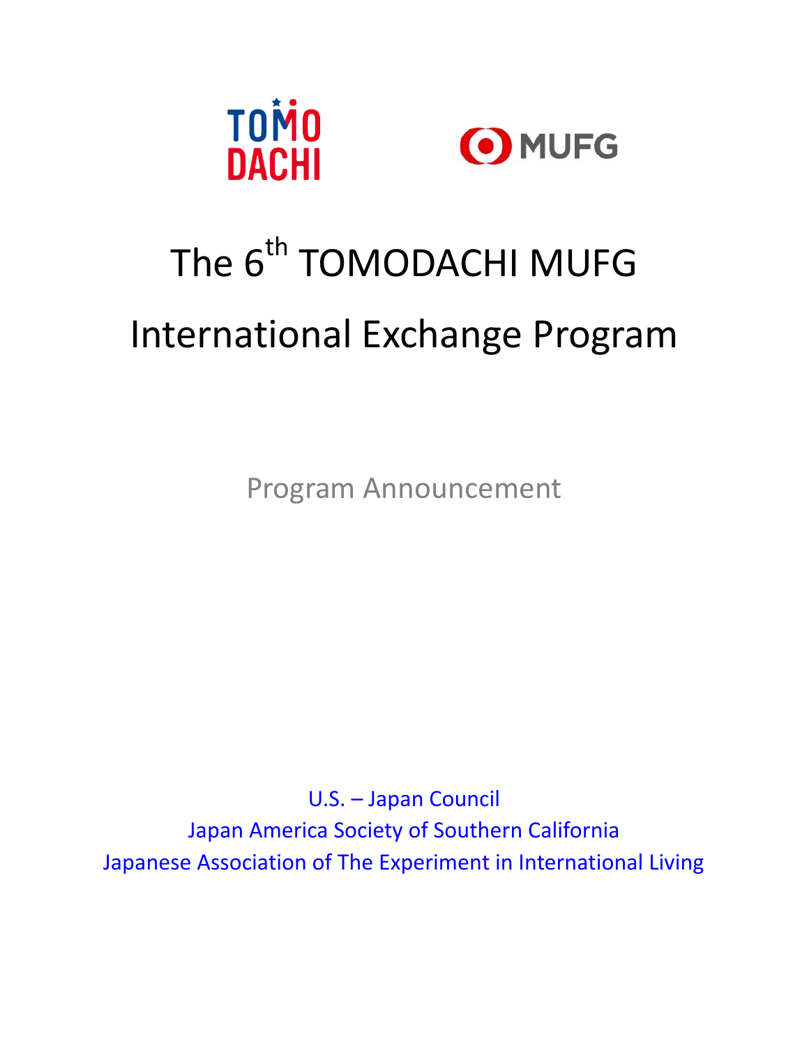# The 6th TOMODACHI MUFG International Exchange Program

Program Announcement

U.S. – Japan Council
Japan America Society of Southern California
Japanese Association of The Experiment in International Living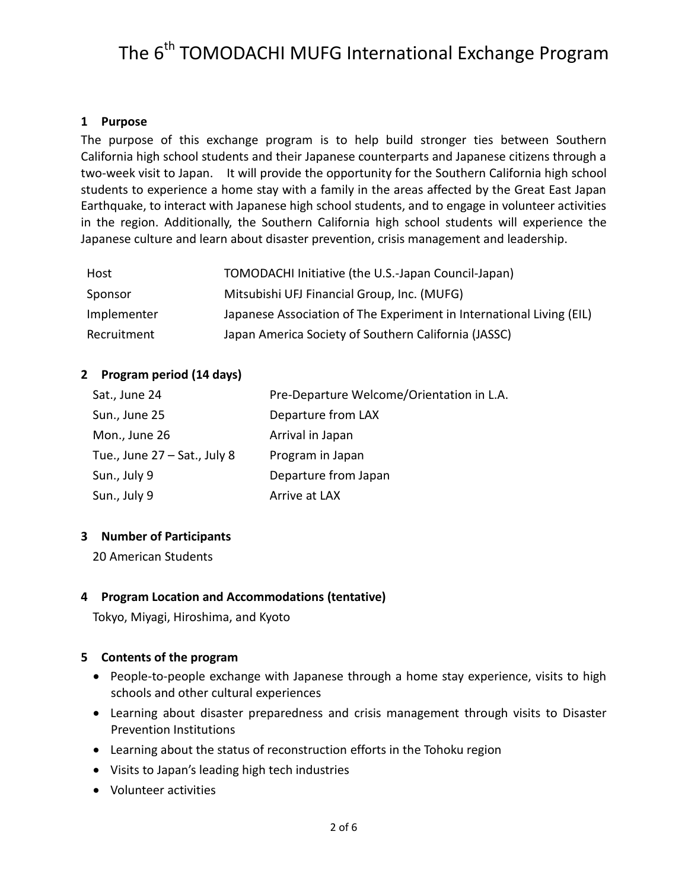# The 6th TOMODACHI MUFG International Exchange Program

## 1 Purpose

The purpose of this exchange program is to help build stronger ties between Southern California high school students and their Japanese counterparts and Japanese citizens through a two-week visit to Japan. It will provide the opportunity for the Southern California high school students to experience a home stay with a family in the areas affected by the Great East Japan Earthquake, to interact with Japanese high school students, and to engage in volunteer activities in the region. Additionally, the Southern California high school students will experience the Japanese culture and learn about disaster prevention, crisis management and leadership.

| | |
|---|---|
| Host | TOMODACHI Initiative (the U.S.-Japan Council-Japan) |
| Sponsor | Mitsubishi UFJ Financial Group, Inc. (MUFG) |
| Implementer | Japanese Association of The Experiment in International Living (EIL) |
| Recruitment | Japan America Society of Southern California (JASSC) |

## 2 Program period (14 days)

| | |
|---|---|
| Sat., June 24 | Pre-Departure Welcome/Orientation in L.A. |
| Sun., June 25 | Departure from LAX |
| Mon., June 26 | Arrival in Japan |
| Tue., June 27 – Sat., July 8 | Program in Japan |
| Sun., July 9 | Departure from Japan |
| Sun., July 9 | Arrive at LAX |

## 3 Number of Participants

20 American Students

## 4 Program Location and Accommodations (tentative)

Tokyo, Miyagi, Hiroshima, and Kyoto

## 5 Contents of the program

- People-to-people exchange with Japanese through a home stay experience, visits to high schools and other cultural experiences
- Learning about disaster preparedness and crisis management through visits to Disaster Prevention Institutions
- Learning about the status of reconstruction efforts in the Tohoku region
- Visits to Japan's leading high tech industries
- Volunteer activities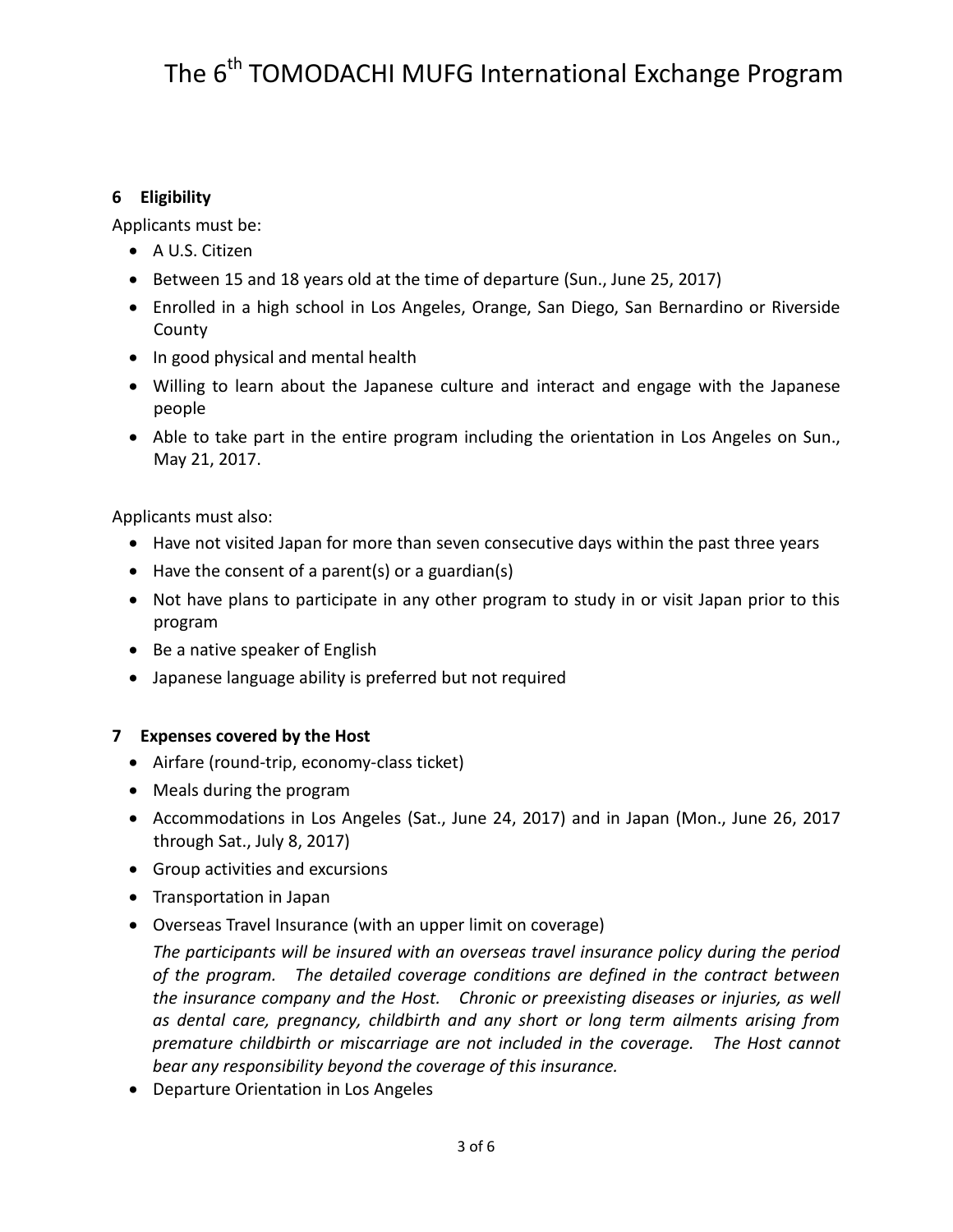## 6 Eligibility

Applicants must be:

- A U.S. Citizen
- Between 15 and 18 years old at the time of departure (Sun., June 25, 2017)
- Enrolled in a high school in Los Angeles, Orange, San Diego, San Bernardino or Riverside County
- In good physical and mental health
- Willing to learn about the Japanese culture and interact and engage with the Japanese people
- Able to take part in the entire program including the orientation in Los Angeles on Sun., May 21, 2017.

Applicants must also:

- Have not visited Japan for more than seven consecutive days within the past three years
- Have the consent of a parent(s) or a guardian(s)
- Not have plans to participate in any other program to study in or visit Japan prior to this program
- Be a native speaker of English
- Japanese language ability is preferred but not required

## 7 Expenses covered by the Host

- Airfare (round-trip, economy-class ticket)
- Meals during the program
- Accommodations in Los Angeles (Sat., June 24, 2017) and in Japan (Mon., June 26, 2017 through Sat., July 8, 2017)
- Group activities and excursions
- Transportation in Japan
- Overseas Travel Insurance (with an upper limit on coverage)

  *The participants will be insured with an overseas travel insurance policy during the period of the program. The detailed coverage conditions are defined in the contract between the insurance company and the Host. Chronic or preexisting diseases or injuries, as well as dental care, pregnancy, childbirth and any short or long term ailments arising from premature childbirth or miscarriage are not included in the coverage. The Host cannot bear any responsibility beyond the coverage of this insurance.*
- Departure Orientation in Los Angeles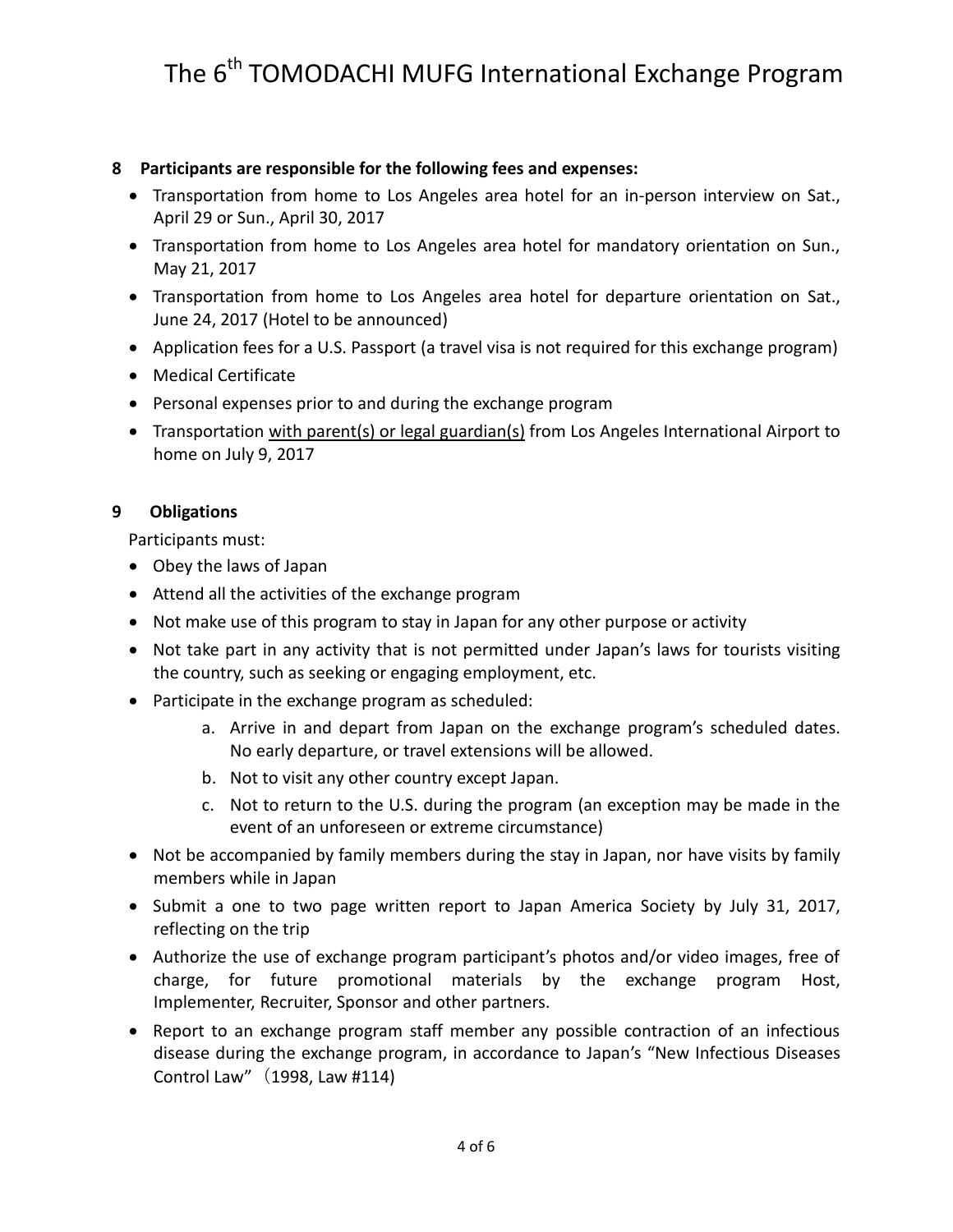## 8 Participants are responsible for the following fees and expenses:

- Transportation from home to Los Angeles area hotel for an in-person interview on Sat., April 29 or Sun., April 30, 2017
- Transportation from home to Los Angeles area hotel for mandatory orientation on Sun., May 21, 2017
- Transportation from home to Los Angeles area hotel for departure orientation on Sat., June 24, 2017 (Hotel to be announced)
- Application fees for a U.S. Passport (a travel visa is not required for this exchange program)
- Medical Certificate
- Personal expenses prior to and during the exchange program
- Transportation with parent(s) or legal guardian(s) from Los Angeles International Airport to home on July 9, 2017

## 9 Obligations

Participants must:

- Obey the laws of Japan
- Attend all the activities of the exchange program
- Not make use of this program to stay in Japan for any other purpose or activity
- Not take part in any activity that is not permitted under Japan's laws for tourists visiting the country, such as seeking or engaging employment, etc.
- Participate in the exchange program as scheduled:
    - a. Arrive in and depart from Japan on the exchange program's scheduled dates. No early departure, or travel extensions will be allowed.
    - b. Not to visit any other country except Japan.
    - c. Not to return to the U.S. during the program (an exception may be made in the event of an unforeseen or extreme circumstance)
- Not be accompanied by family members during the stay in Japan, nor have visits by family members while in Japan
- Submit a one to two page written report to Japan America Society by July 31, 2017, reflecting on the trip
- Authorize the use of exchange program participant's photos and/or video images, free of charge, for future promotional materials by the exchange program Host, Implementer, Recruiter, Sponsor and other partners.
- Report to an exchange program staff member any possible contraction of an infectious disease during the exchange program, in accordance to Japan's "New Infectious Diseases Control Law"（1998, Law #114)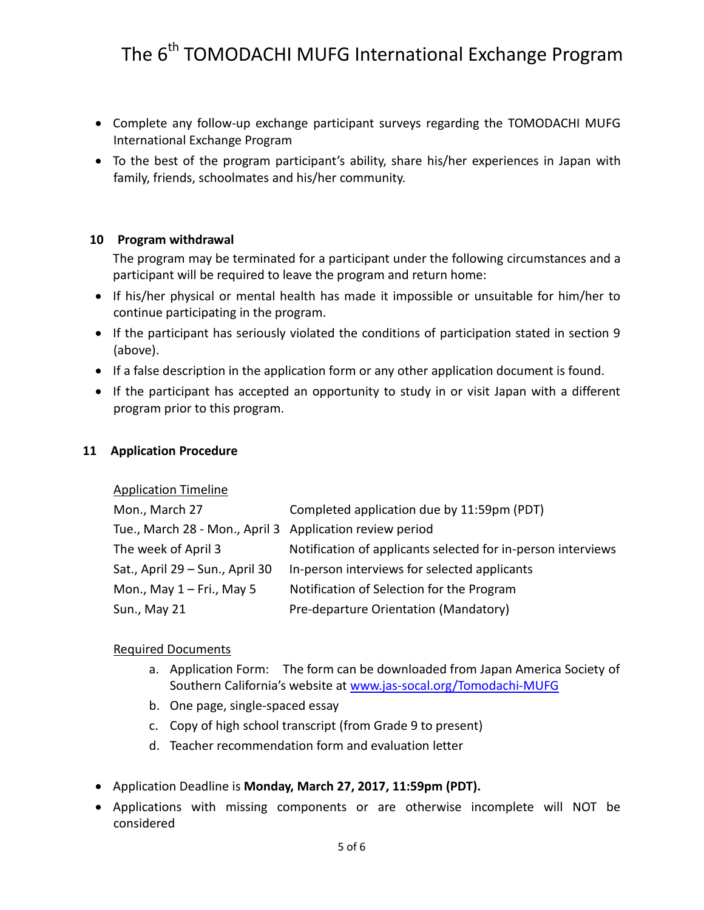- Complete any follow-up exchange participant surveys regarding the TOMODACHI MUFG International Exchange Program
- To the best of the program participant's ability, share his/her experiences in Japan with family, friends, schoolmates and his/her community.

## 10 Program withdrawal

The program may be terminated for a participant under the following circumstances and a participant will be required to leave the program and return home:

- If his/her physical or mental health has made it impossible or unsuitable for him/her to continue participating in the program.
- If the participant has seriously violated the conditions of participation stated in section 9 (above).
- If a false description in the application form or any other application document is found.
- If the participant has accepted an opportunity to study in or visit Japan with a different program prior to this program.

## 11 Application Procedure

Application Timeline

| | |
|---|---|
| Mon., March 27 | Completed application due by 11:59pm (PDT) |
| Tue., March 28 - Mon., April 3 | Application review period |
| The week of April 3 | Notification of applicants selected for in-person interviews |
| Sat., April 29 – Sun., April 30 | In-person interviews for selected applicants |
| Mon., May 1 – Fri., May 5 | Notification of Selection for the Program |
| Sun., May 21 | Pre-departure Orientation (Mandatory) |

Required Documents

a. Application Form: The form can be downloaded from Japan America Society of Southern California's website at www.jas-socal.org/Tomodachi-MUFG
b. One page, single-spaced essay
c. Copy of high school transcript (from Grade 9 to present)
d. Teacher recommendation form and evaluation letter

- Application Deadline is **Monday, March 27, 2017, 11:59pm (PDT).**
- Applications with missing components or are otherwise incomplete will NOT be considered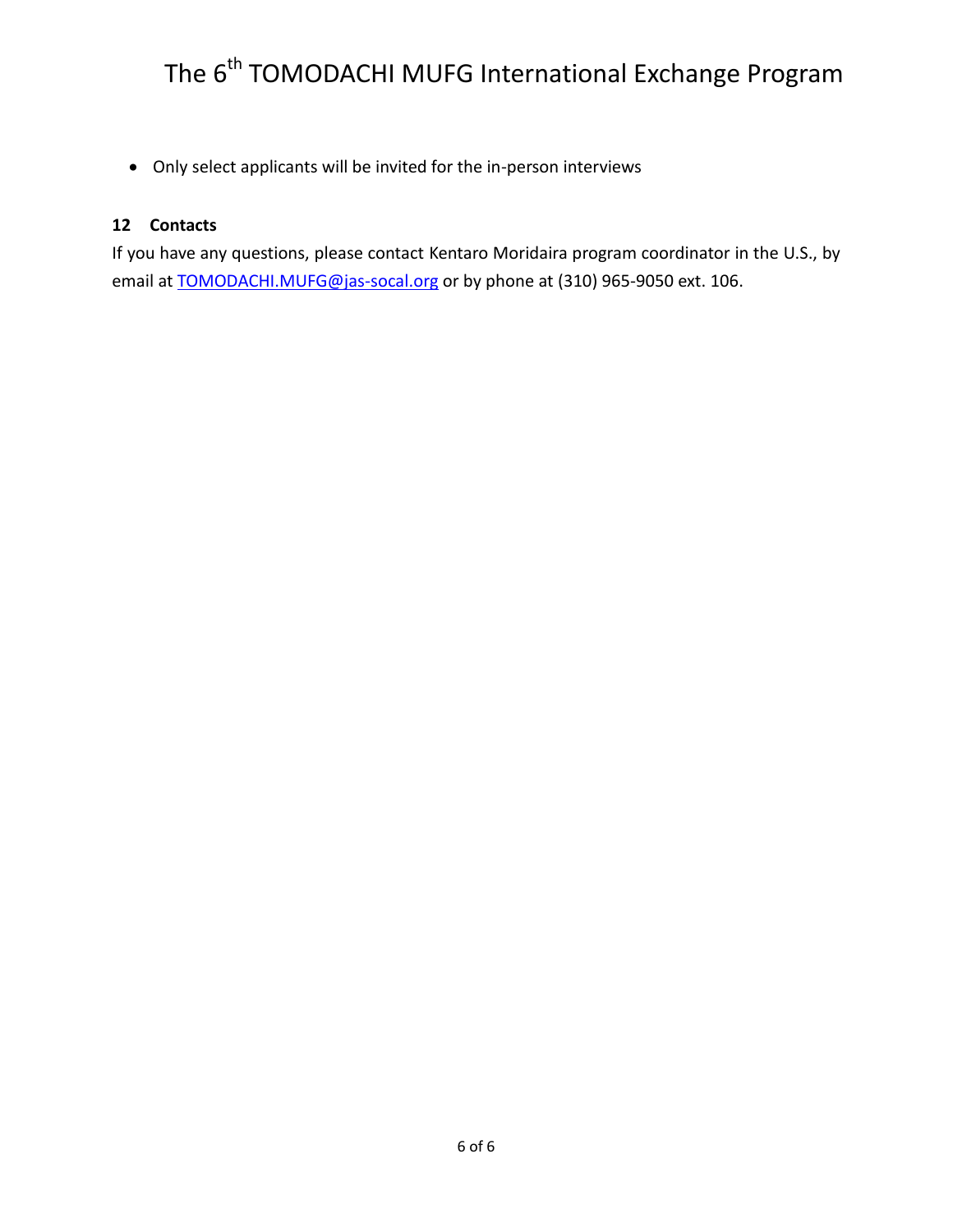- Only select applicants will be invited for the in-person interviews

## 12 Contacts

If you have any questions, please contact Kentaro Moridaira program coordinator in the U.S., by email at TOMODACHI.MUFG@jas-socal.org or by phone at (310) 965-9050 ext. 106.